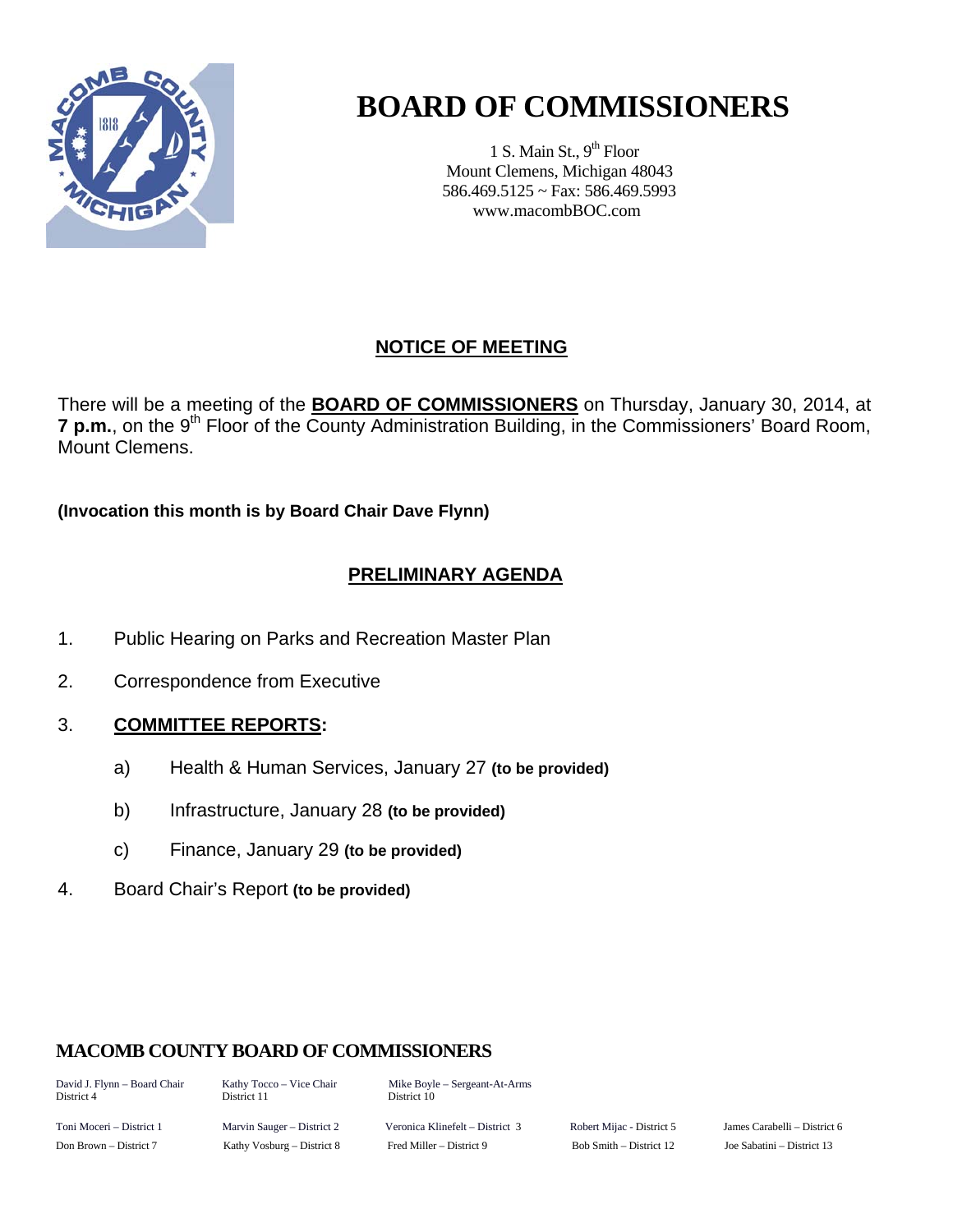# BOARD OF COMMISSIONERS

1 S. Main St., 9th Floor
Mount Clemens, Michigan 48043
586.469.5125 ~ Fax: 586.469.5993
www.macombBOC.com

## NOTICE OF MEETING

There will be a meeting of the **BOARD OF COMMISSIONERS** on Thursday, January 30, 2014, at **7 p.m.**, on the 9th Floor of the County Administration Building, in the Commissioners' Board Room, Mount Clemens.

**(Invocation this month is by Board Chair Dave Flynn)**

## PRELIMINARY AGENDA

1. Public Hearing on Parks and Recreation Master Plan

2. Correspondence from Executive

3. **COMMITTEE REPORTS:**

   a) Health & Human Services, January 27 **(to be provided)**

   b) Infrastructure, January 28 **(to be provided)**

   c) Finance, January 29 **(to be provided)**

4. Board Chair's Report **(to be provided)**

### MACOMB COUNTY BOARD OF COMMISSIONERS

| | | | | |
|---|---|---|---|---|
| David J. Flynn – Board Chair District 4 | Kathy Tocco – Vice Chair District 11 | Mike Boyle – Sergeant-At-Arms District 10 | | |
| Toni Moceri – District 1 | Marvin Sauger – District 2 | Veronica Klinefelt – District 3 | Robert Mijac - District 5 | James Carabelli – District 6 |
| Don Brown – District 7 | Kathy Vosburg – District 8 | Fred Miller – District 9 | Bob Smith – District 12 | Joe Sabatini – District 13 |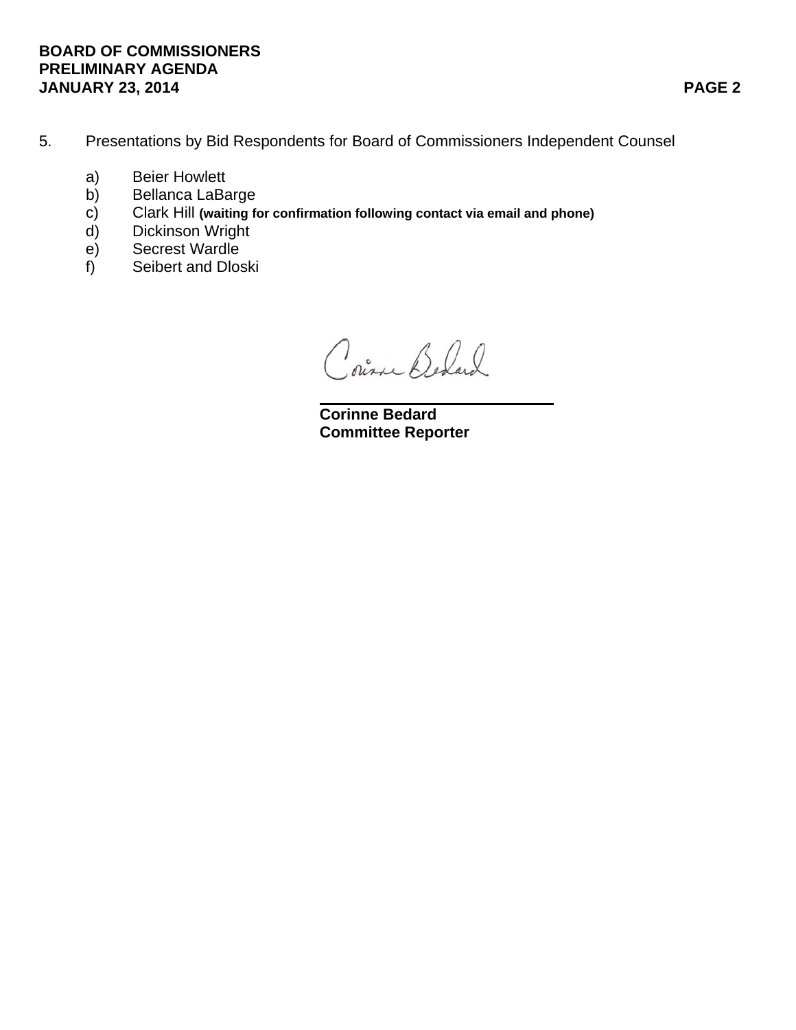5. Presentations by Bid Respondents for Board of Commissioners Independent Counsel

    a) Beier Howlett
    b) Bellanca LaBarge
    c) Clark Hill **(waiting for confirmation following contact via email and phone)**
    d) Dickinson Wright
    e) Secrest Wardle
    f) Seibert and Dloski

Corinne Bedard

**Corinne Bedard**
**Committee Reporter**